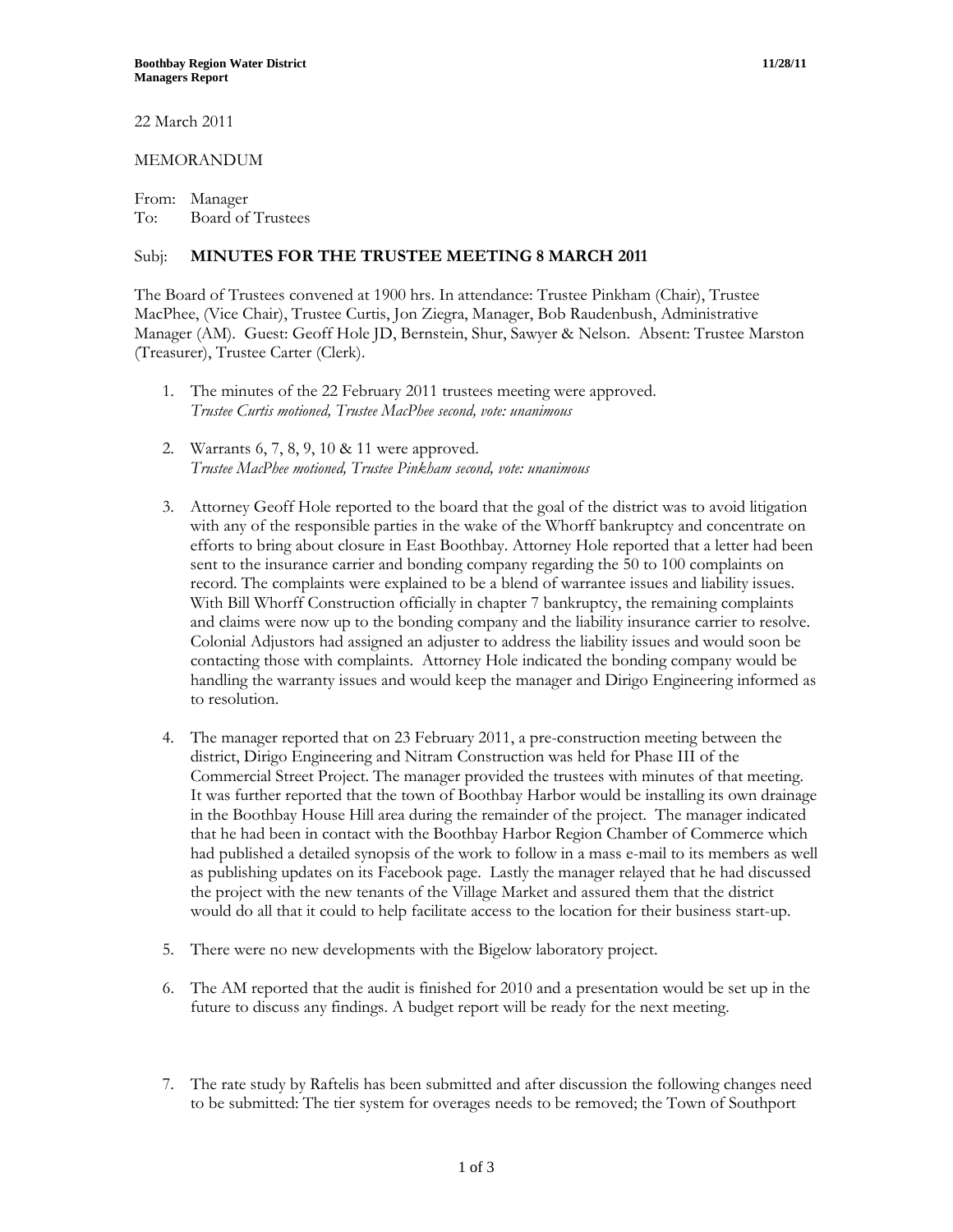22 March 2011

MEMORANDUM

From: Manager
To: Board of Trustees

Subj: **MINUTES FOR THE TRUSTEE MEETING 8 MARCH 2011**

The Board of Trustees convened at 1900 hrs. In attendance: Trustee Pinkham (Chair), Trustee MacPhee, (Vice Chair), Trustee Curtis, Jon Ziegra, Manager, Bob Raudenbush, Administrative Manager (AM). Guest: Geoff Hole JD, Bernstein, Shur, Sawyer & Nelson. Absent: Trustee Marston (Treasurer), Trustee Carter (Clerk).

1. The minutes of the 22 February 2011 trustees meeting were approved.
   *Trustee Curtis motioned, Trustee MacPhee second, vote: unanimous*

2. Warrants 6, 7, 8, 9, 10 & 11 were approved.
   *Trustee MacPhee motioned, Trustee Pinkham second, vote: unanimous*

3. Attorney Geoff Hole reported to the board that the goal of the district was to avoid litigation with any of the responsible parties in the wake of the Whorff bankruptcy and concentrate on efforts to bring about closure in East Boothbay. Attorney Hole reported that a letter had been sent to the insurance carrier and bonding company regarding the 50 to 100 complaints on record. The complaints were explained to be a blend of warrantee issues and liability issues. With Bill Whorff Construction officially in chapter 7 bankruptcy, the remaining complaints and claims were now up to the bonding company and the liability insurance carrier to resolve. Colonial Adjustors had assigned an adjuster to address the liability issues and would soon be contacting those with complaints. Attorney Hole indicated the bonding company would be handling the warranty issues and would keep the manager and Dirigo Engineering informed as to resolution.

4. The manager reported that on 23 February 2011, a pre-construction meeting between the district, Dirigo Engineering and Nitram Construction was held for Phase III of the Commercial Street Project. The manager provided the trustees with minutes of that meeting. It was further reported that the town of Boothbay Harbor would be installing its own drainage in the Boothbay House Hill area during the remainder of the project. The manager indicated that he had been in contact with the Boothbay Harbor Region Chamber of Commerce which had published a detailed synopsis of the work to follow in a mass e-mail to its members as well as publishing updates on its Facebook page. Lastly the manager relayed that he had discussed the project with the new tenants of the Village Market and assured them that the district would do all that it could to help facilitate access to the location for their business start-up.

5. There were no new developments with the Bigelow laboratory project.

6. The AM reported that the audit is finished for 2010 and a presentation would be set up in the future to discuss any findings. A budget report will be ready for the next meeting.

7. The rate study by Raftelis has been submitted and after discussion the following changes need to be submitted: The tier system for overages needs to be removed; the Town of Southport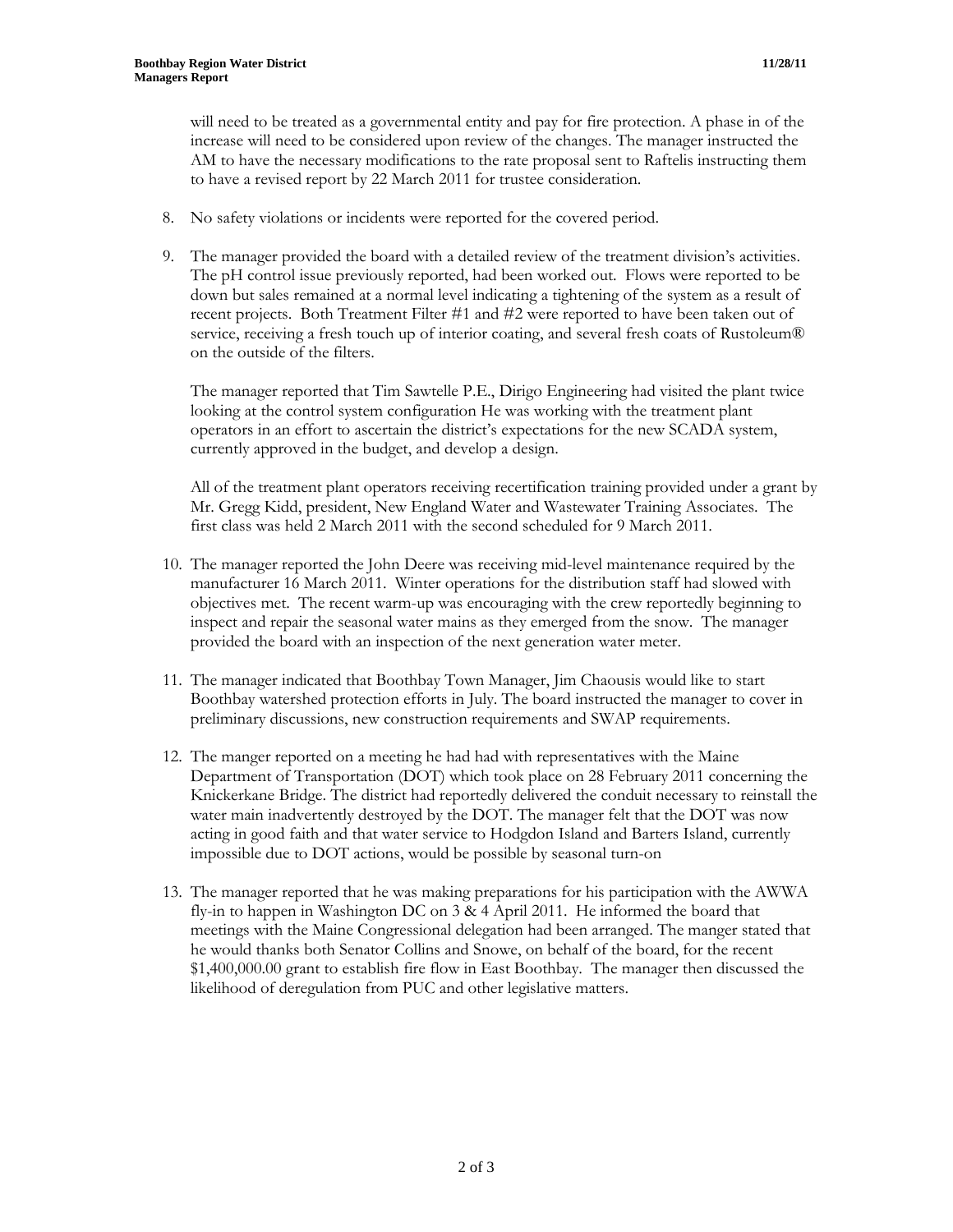will need to be treated as a governmental entity and pay for fire protection. A phase in of the increase will need to be considered upon review of the changes. The manager instructed the AM to have the necessary modifications to the rate proposal sent to Raftelis instructing them to have a revised report by 22 March 2011 for trustee consideration.

8. No safety violations or incidents were reported for the covered period.

9. The manager provided the board with a detailed review of the treatment division's activities. The pH control issue previously reported, had been worked out. Flows were reported to be down but sales remained at a normal level indicating a tightening of the system as a result of recent projects. Both Treatment Filter #1 and #2 were reported to have been taken out of service, receiving a fresh touch up of interior coating, and several fresh coats of Rustoleum® on the outside of the filters.

   The manager reported that Tim Sawtelle P.E., Dirigo Engineering had visited the plant twice looking at the control system configuration He was working with the treatment plant operators in an effort to ascertain the district's expectations for the new SCADA system, currently approved in the budget, and develop a design.

   All of the treatment plant operators receiving recertification training provided under a grant by Mr. Gregg Kidd, president, New England Water and Wastewater Training Associates. The first class was held 2 March 2011 with the second scheduled for 9 March 2011.

10. The manager reported the John Deere was receiving mid-level maintenance required by the manufacturer 16 March 2011. Winter operations for the distribution staff had slowed with objectives met. The recent warm-up was encouraging with the crew reportedly beginning to inspect and repair the seasonal water mains as they emerged from the snow. The manager provided the board with an inspection of the next generation water meter.

11. The manager indicated that Boothbay Town Manager, Jim Chaousis would like to start Boothbay watershed protection efforts in July. The board instructed the manager to cover in preliminary discussions, new construction requirements and SWAP requirements.

12. The manger reported on a meeting he had had with representatives with the Maine Department of Transportation (DOT) which took place on 28 February 2011 concerning the Knickerkane Bridge. The district had reportedly delivered the conduit necessary to reinstall the water main inadvertently destroyed by the DOT. The manager felt that the DOT was now acting in good faith and that water service to Hodgdon Island and Barters Island, currently impossible due to DOT actions, would be possible by seasonal turn-on

13. The manager reported that he was making preparations for his participation with the AWWA fly-in to happen in Washington DC on 3 & 4 April 2011. He informed the board that meetings with the Maine Congressional delegation had been arranged. The manger stated that he would thanks both Senator Collins and Snowe, on behalf of the board, for the recent $1,400,000.00 grant to establish fire flow in East Boothbay. The manager then discussed the likelihood of deregulation from PUC and other legislative matters.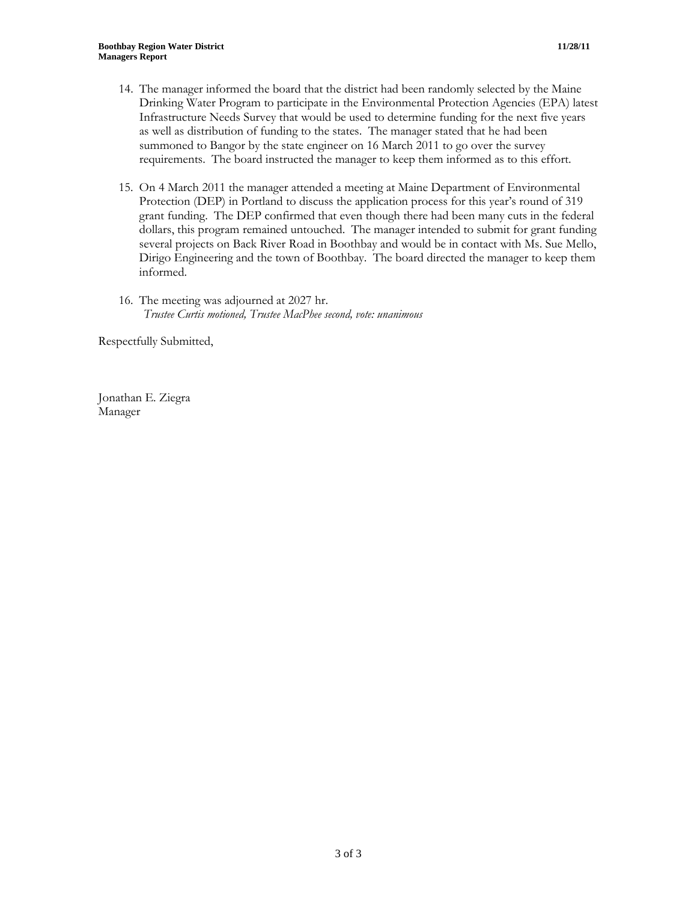14. The manager informed the board that the district had been randomly selected by the Maine Drinking Water Program to participate in the Environmental Protection Agencies (EPA) latest Infrastructure Needs Survey that would be used to determine funding for the next five years as well as distribution of funding to the states. The manager stated that he had been summoned to Bangor by the state engineer on 16 March 2011 to go over the survey requirements. The board instructed the manager to keep them informed as to this effort.

15. On 4 March 2011 the manager attended a meeting at Maine Department of Environmental Protection (DEP) in Portland to discuss the application process for this year's round of 319 grant funding. The DEP confirmed that even though there had been many cuts in the federal dollars, this program remained untouched. The manager intended to submit for grant funding several projects on Back River Road in Boothbay and would be in contact with Ms. Sue Mello, Dirigo Engineering and the town of Boothbay. The board directed the manager to keep them informed.

16. The meeting was adjourned at 2027 hr.
    *Trustee Curtis motioned, Trustee MacPhee second, vote: unanimous*

Respectfully Submitted,

Jonathan E. Ziegra
Manager